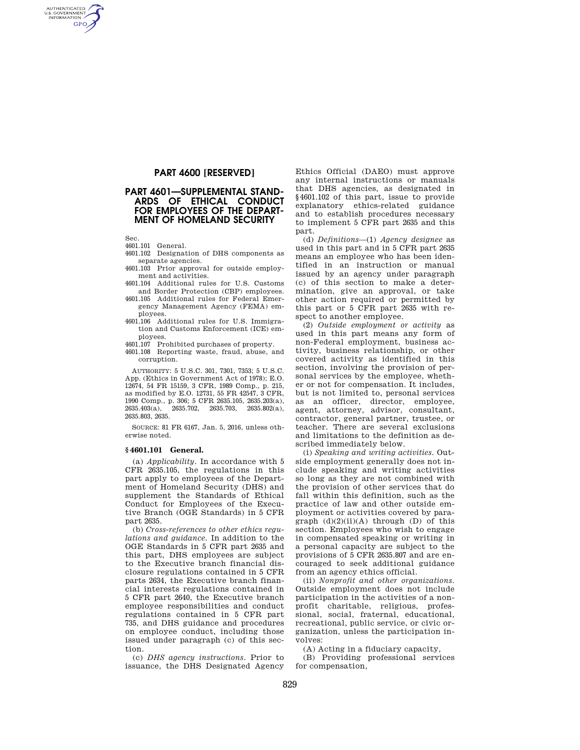# PART 4600 [RESERVED]

# PART 4601—SUPPLEMENTAL STANDARDS OF ETHICAL CONDUCT FOR EMPLOYEES OF THE DEPARTMENT OF HOMELAND SECURITY

Sec.
4601.101 General.
4601.102 Designation of DHS components as separate agencies.
4601.103 Prior approval for outside employment and activities.
4601.104 Additional rules for U.S. Customs and Border Protection (CBP) employees.
4601.105 Additional rules for Federal Emergency Management Agency (FEMA) employees.
4601.106 Additional rules for U.S. Immigration and Customs Enforcement (ICE) employees.
4601.107 Prohibited purchases of property.
4601.108 Reporting waste, fraud, abuse, and corruption.

AUTHORITY: 5 U.S.C. 301, 7301, 7353; 5 U.S.C. App. (Ethics in Government Act of 1978); E.O. 12674, 54 FR 15159, 3 CFR, 1989 Comp., p. 215, as modified by E.O. 12731, 55 FR 42547, 3 CFR, 1990 Comp., p. 306; 5 CFR 2635.105, 2635.203(a), 2635.403(a), 2635.702, 2635.703, 2635.802(a), 2635.803, 2635.

SOURCE: 81 FR 6167, Jan. 5, 2016, unless otherwise noted.

### § 4601.101 General.

(a) *Applicability.* In accordance with 5 CFR 2635.105, the regulations in this part apply to employees of the Department of Homeland Security (DHS) and supplement the Standards of Ethical Conduct for Employees of the Executive Branch (OGE Standards) in 5 CFR part 2635.

(b) *Cross-references to other ethics regulations and guidance.* In addition to the OGE Standards in 5 CFR part 2635 and this part, DHS employees are subject to the Executive branch financial disclosure regulations contained in 5 CFR parts 2634, the Executive branch financial interests regulations contained in 5 CFR part 2640, the Executive branch employee responsibilities and conduct regulations contained in 5 CFR part 735, and DHS guidance and procedures on employee conduct, including those issued under paragraph (c) of this section.

(c) *DHS agency instructions.* Prior to issuance, the DHS Designated Agency Ethics Official (DAEO) must approve any internal instructions or manuals that DHS agencies, as designated in §4601.102 of this part, issue to provide explanatory ethics-related guidance and to establish procedures necessary to implement 5 CFR part 2635 and this part.

(d) *Definitions*—(1) *Agency designee* as used in this part and in 5 CFR part 2635 means an employee who has been identified in an instruction or manual issued by an agency under paragraph (c) of this section to make a determination, give an approval, or take other action required or permitted by this part or 5 CFR part 2635 with respect to another employee.

(2) *Outside employment or activity* as used in this part means any form of non-Federal employment, business activity, business relationship, or other covered activity as identified in this section, involving the provision of personal services by the employee, whether or not for compensation. It includes, but is not limited to, personal services as an officer, director, employee, agent, attorney, advisor, consultant, contractor, general partner, trustee, or teacher. There are several exclusions and limitations to the definition as described immediately below.

(i) *Speaking and writing activities.* Outside employment generally does not include speaking and writing activities so long as they are not combined with the provision of other services that do fall within this definition, such as the practice of law and other outside employment or activities covered by paragraph (d)(2)(ii)(A) through (D) of this section. Employees who wish to engage in compensated speaking or writing in a personal capacity are subject to the provisions of 5 CFR 2635.807 and are encouraged to seek additional guidance from an agency ethics official.

(ii) *Nonprofit and other organizations.* Outside employment does not include participation in the activities of a nonprofit charitable, religious, professional, social, fraternal, educational, recreational, public service, or civic organization, unless the participation involves:

(A) Acting in a fiduciary capacity,

(B) Providing professional services for compensation,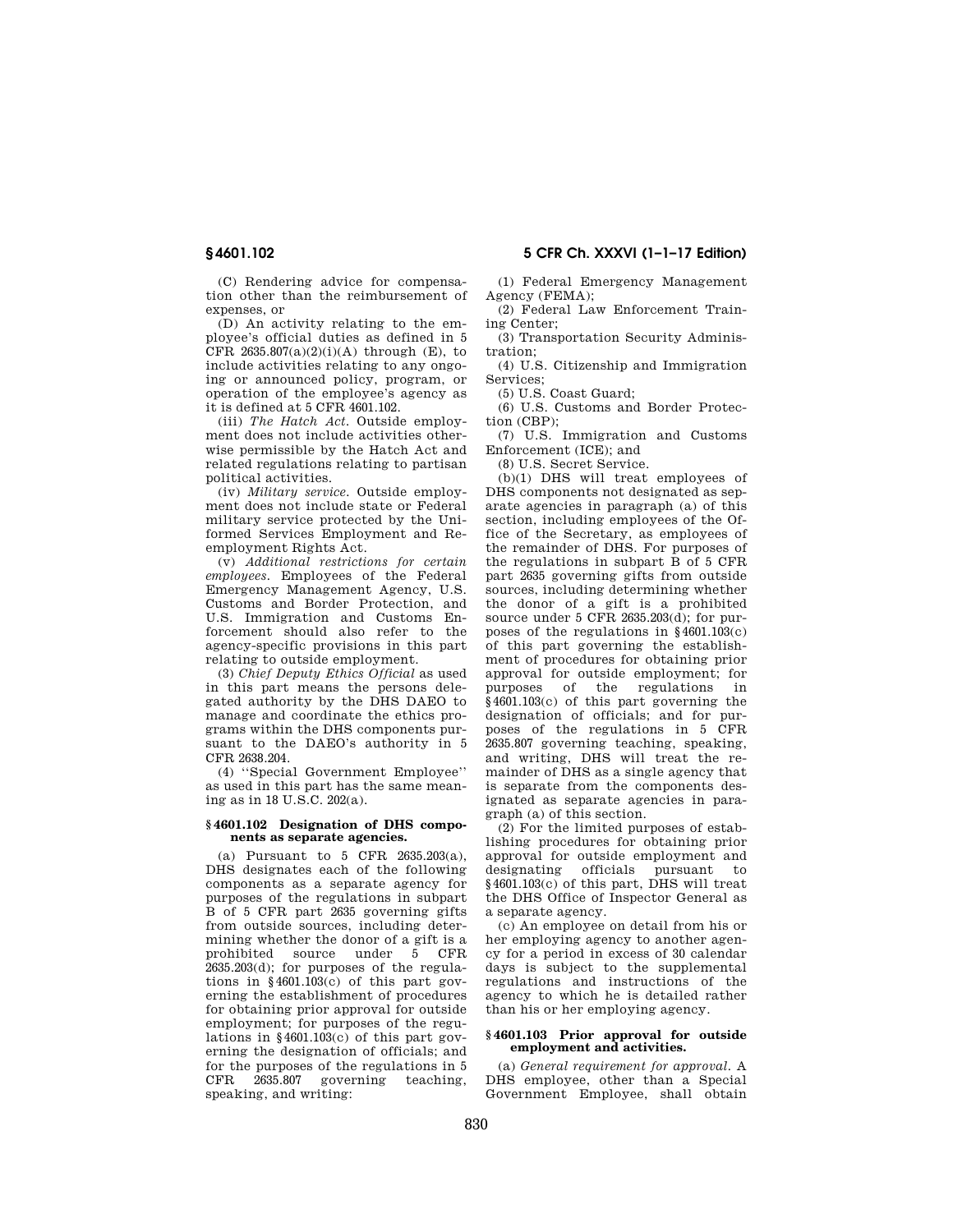(C) Rendering advice for compensation other than the reimbursement of expenses, or

(D) An activity relating to the employee's official duties as defined in 5 CFR 2635.807(a)(2)(i)(A) through (E), to include activities relating to any ongoing or announced policy, program, or operation of the employee's agency as it is defined at 5 CFR 4601.102.

(iii) *The Hatch Act.* Outside employment does not include activities otherwise permissible by the Hatch Act and related regulations relating to partisan political activities.

(iv) *Military service.* Outside employment does not include state or Federal military service protected by the Uniformed Services Employment and Reemployment Rights Act.

(v) *Additional restrictions for certain employees.* Employees of the Federal Emergency Management Agency, U.S. Customs and Border Protection, and U.S. Immigration and Customs Enforcement should also refer to the agency-specific provisions in this part relating to outside employment.

(3) *Chief Deputy Ethics Official* as used in this part means the persons delegated authority by the DHS DAEO to manage and coordinate the ethics programs within the DHS components pursuant to the DAEO's authority in 5 CFR 2638.204.

(4) ''Special Government Employee'' as used in this part has the same meaning as in 18 U.S.C. 202(a).

### § 4601.102 Designation of DHS components as separate agencies.

(a) Pursuant to 5 CFR 2635.203(a), DHS designates each of the following components as a separate agency for purposes of the regulations in subpart B of 5 CFR part 2635 governing gifts from outside sources, including determining whether the donor of a gift is a prohibited source under 5 CFR 2635.203(d); for purposes of the regulations in § 4601.103(c) of this part governing the establishment of procedures for obtaining prior approval for outside employment; for purposes of the regulations in § 4601.103(c) of this part governing the designation of officials; and for the purposes of the regulations in 5 CFR 2635.807 governing teaching, speaking, and writing:

(1) Federal Emergency Management Agency (FEMA);

(2) Federal Law Enforcement Training Center;

(3) Transportation Security Administration;

(4) U.S. Citizenship and Immigration Services;

(5) U.S. Coast Guard;

(6) U.S. Customs and Border Protection (CBP);

(7) U.S. Immigration and Customs Enforcement (ICE); and

(8) U.S. Secret Service.

(b)(1) DHS will treat employees of DHS components not designated as separate agencies in paragraph (a) of this section, including employees of the Office of the Secretary, as employees of the remainder of DHS. For purposes of the regulations in subpart B of 5 CFR part 2635 governing gifts from outside sources, including determining whether the donor of a gift is a prohibited source under 5 CFR 2635.203(d); for purposes of the regulations in § 4601.103(c) of this part governing the establishment of procedures for obtaining prior approval for outside employment; for purposes of the regulations in § 4601.103(c) of this part governing the designation of officials; and for purposes of the regulations in 5 CFR 2635.807 governing teaching, speaking, and writing, DHS will treat the remainder of DHS as a single agency that is separate from the components designated as separate agencies in paragraph (a) of this section.

(2) For the limited purposes of establishing procedures for obtaining prior approval for outside employment and designating officials pursuant to § 4601.103(c) of this part, DHS will treat the DHS Office of Inspector General as a separate agency.

(c) An employee on detail from his or her employing agency to another agency for a period in excess of 30 calendar days is subject to the supplemental regulations and instructions of the agency to which he is detailed rather than his or her employing agency.

### § 4601.103 Prior approval for outside employment and activities.

(a) *General requirement for approval.* A DHS employee, other than a Special Government Employee, shall obtain